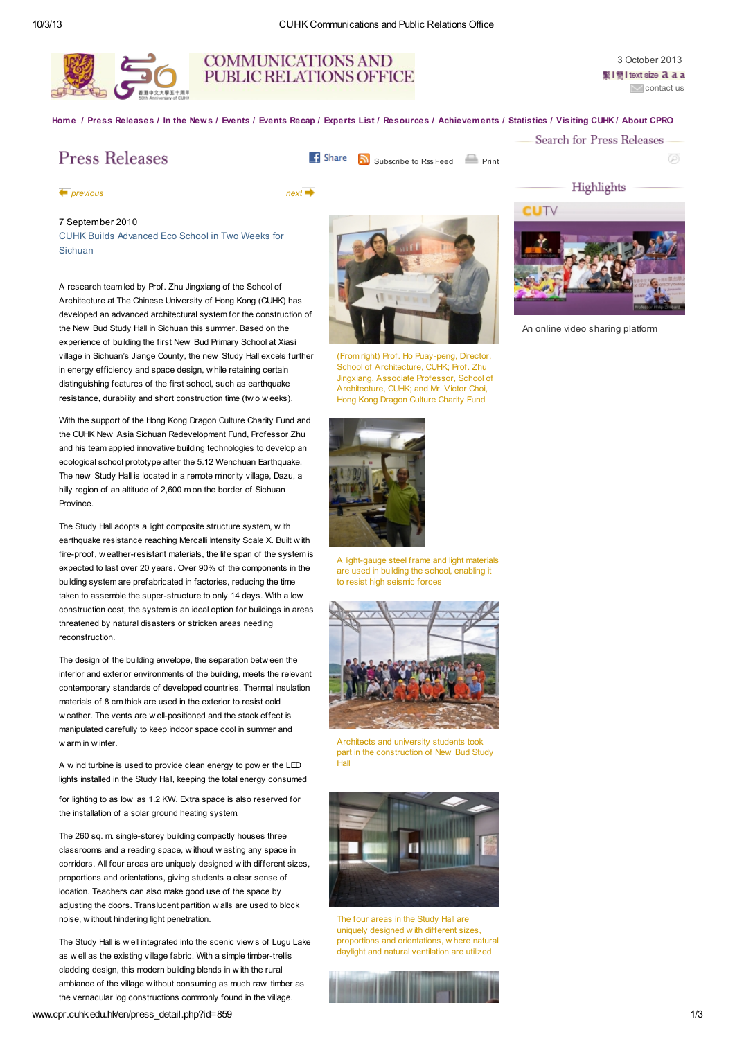3 October 2013

繁 | 简 | text size a a a

contact us

Home / Press Releases / In the News / Events / Events Recap / Experts List / Resources / Achievements / Statistics / Visiting CUHK / About CPRO

# Press Releases

Share | Subscribe to Rss Feed | Print

previous | next

7 September 2010

## CUHK Builds Advanced Eco School in Two Weeks for Sichuan

A research team led by Prof. Zhu Jingxiang of the School of Architecture at The Chinese University of Hong Kong (CUHK) has developed an advanced architectural system for the construction of the New Bud Study Hall in Sichuan this summer. Based on the experience of building the first New Bud Primary School at Xiasi village in Sichuan's Jiange County, the new Study Hall excels further in energy efficiency and space design, while retaining certain distinguishing features of the first school, such as earthquake resistance, durability and short construction time (two weeks).

With the support of the Hong Kong Dragon Culture Charity Fund and the CUHK New Asia Sichuan Redevelopment Fund, Professor Zhu and his team applied innovative building technologies to develop an ecological school prototype after the 5.12 Wenchuan Earthquake. The new Study Hall is located in a remote minority village, Dazu, a hilly region of an altitude of 2,600 m on the border of Sichuan Province.

The Study Hall adopts a light composite structure system, with earthquake resistance reaching Mercalli Intensity Scale X. Built with fire-proof, weather-resistant materials, the life span of the system is expected to last over 20 years. Over 90% of the components in the building system are prefabricated in factories, reducing the time taken to assemble the super-structure to only 14 days. With a low construction cost, the system is an ideal option for buildings in areas threatened by natural disasters or stricken areas needing reconstruction.

The design of the building envelope, the separation between the interior and exterior environments of the building, meets the relevant contemporary standards of developed countries. Thermal insulation materials of 8 cm thick are used in the exterior to resist cold weather. The vents are well-positioned and the stack effect is manipulated carefully to keep indoor space cool in summer and warm in winter.

A wind turbine is used to provide clean energy to power the LED lights installed in the Study Hall, keeping the total energy consumed for lighting to as low as 1.2 KW. Extra space is also reserved for the installation of a solar ground heating system.

The 260 sq. m. single-storey building compactly houses three classrooms and a reading space, without wasting any space in corridors. All four areas are uniquely designed with different sizes, proportions and orientations, giving students a clear sense of location. Teachers can also make good use of the space by adjusting the doors. Translucent partition walls are used to block noise, without hindering light penetration.

The Study Hall is well integrated into the scenic views of Lugu Lake as well as the existing village fabric. With a simple timber-trellis cladding design, this modern building blends in with the rural ambiance of the village without consuming as much raw timber as the vernacular log constructions commonly found in the village.

(From right) Prof. Ho Puay-peng, Director, School of Architecture, CUHK; Prof. Zhu Jingxiang, Associate Professor, School of Architecture, CUHK; and Mr. Victor Choi, Hong Kong Dragon Culture Charity Fund

A light-gauge steel frame and light materials are used in building the school, enabling it to resist high seismic forces

Architects and university students took part in the construction of New Bud Study Hall

The four areas in the Study Hall are uniquely designed with different sizes, proportions and orientations, where natural daylight and natural ventilation are utilized

Search for Press Releases

Highlights

CUTV

An online video sharing platform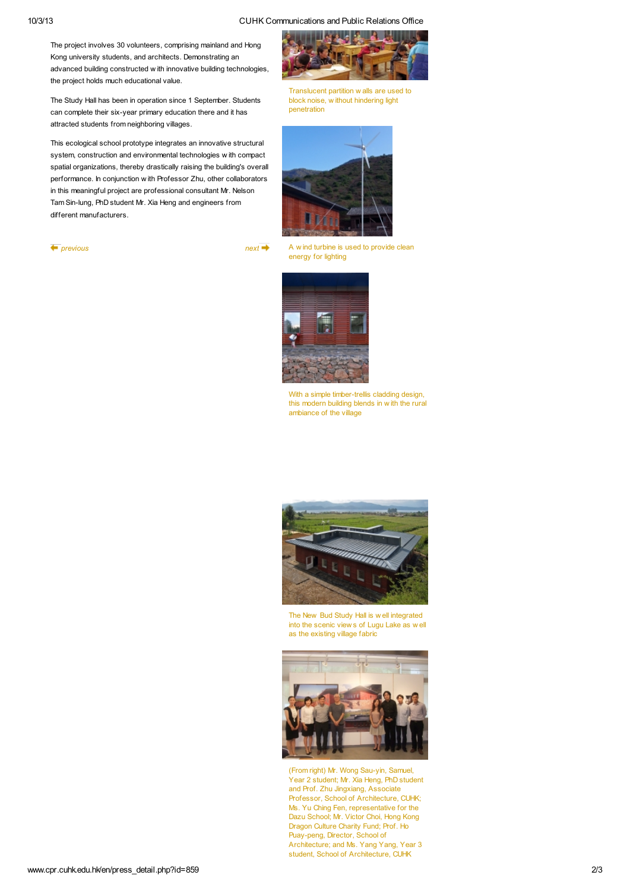The project involves 30 volunteers, comprising mainland and Hong Kong university students, and architects. Demonstrating an advanced building constructed with innovative building technologies, the project holds much educational value.

The Study Hall has been in operation since 1 September. Students can complete their six-year primary education there and it has attracted students from neighboring villages.

This ecological school prototype integrates an innovative structural system, construction and environmental technologies with compact spatial organizations, thereby drastically raising the building's overall performance. In conjunction with Professor Zhu, other collaborators in this meaningful project are professional consultant Mr. Nelson Tam Sin-lung, PhD student Mr. Xia Heng and engineers from different manufacturers.

*previous* *next*

Translucent partition walls are used to block noise, without hindering light penetration

A wind turbine is used to provide clean energy for lighting

With a simple timber-trellis cladding design, this modern building blends in with the rural ambiance of the village

The New Bud Study Hall is well integrated into the scenic views of Lugu Lake as well as the existing village fabric

(From right) Mr. Wong Sau-yin, Samuel, Year 2 student; Mr. Xia Heng, PhD student and Prof. Zhu Jingxiang, Associate Professor, School of Architecture, CUHK; Ms. Yu Ching Fen, representative for the Dazu School; Mr. Victor Choi, Hong Kong Dragon Culture Charity Fund; Prof. Ho Puay-peng, Director, School of Architecture; and Ms. Yang Yang, Year 3 student, School of Architecture, CUHK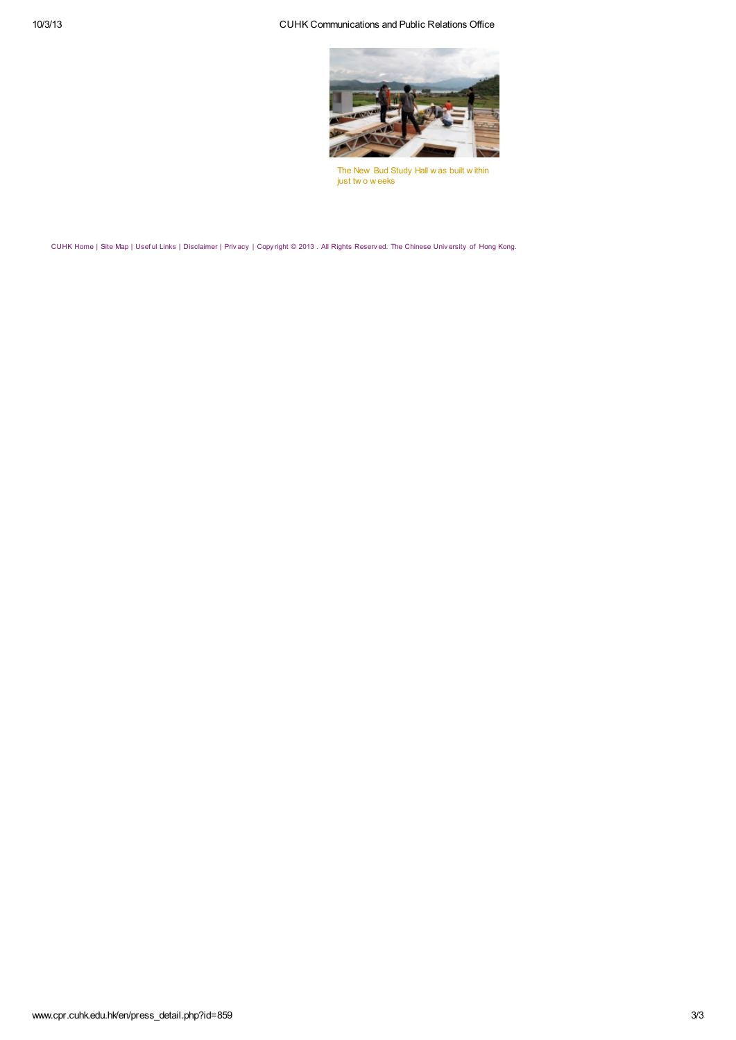The New Bud Study Hall was built within just two weeks

CUHK Home | Site Map | Useful Links | Disclaimer | Privacy | Copyright © 2013 . All Rights Reserved. The Chinese University of Hong Kong.